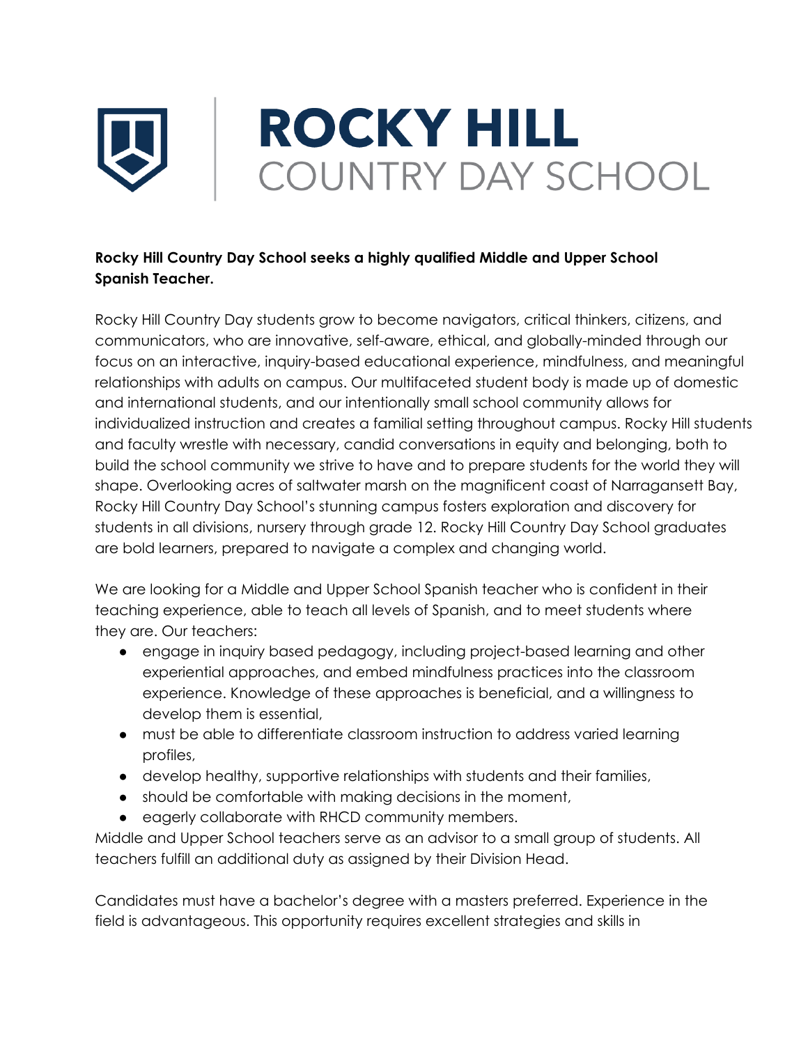# ROCKY HILL
## COUNTRY DAY SCHOOL

**Rocky Hill Country Day School seeks a highly qualified Middle and Upper School Spanish Teacher.**

Rocky Hill Country Day students grow to become navigators, critical thinkers, citizens, and communicators, who are innovative, self-aware, ethical, and globally-minded through our focus on an interactive, inquiry-based educational experience, mindfulness, and meaningful relationships with adults on campus. Our multifaceted student body is made up of domestic and international students, and our intentionally small school community allows for individualized instruction and creates a familial setting throughout campus. Rocky Hill students and faculty wrestle with necessary, candid conversations in equity and belonging, both to build the school community we strive to have and to prepare students for the world they will shape. Overlooking acres of saltwater marsh on the magnificent coast of Narragansett Bay, Rocky Hill Country Day School's stunning campus fosters exploration and discovery for students in all divisions, nursery through grade 12. Rocky Hill Country Day School graduates are bold learners, prepared to navigate a complex and changing world.

We are looking for a Middle and Upper School Spanish teacher who is confident in their teaching experience, able to teach all levels of Spanish, and to meet students where they are. Our teachers:

- engage in inquiry based pedagogy, including project-based learning and other experiential approaches, and embed mindfulness practices into the classroom experience. Knowledge of these approaches is beneficial, and a willingness to develop them is essential,
- must be able to differentiate classroom instruction to address varied learning profiles,
- develop healthy, supportive relationships with students and their families,
- should be comfortable with making decisions in the moment,
- eagerly collaborate with RHCD community members.

Middle and Upper School teachers serve as an advisor to a small group of students. All teachers fulfill an additional duty as assigned by their Division Head.

Candidates must have a bachelor's degree with a masters preferred. Experience in the field is advantageous. This opportunity requires excellent strategies and skills in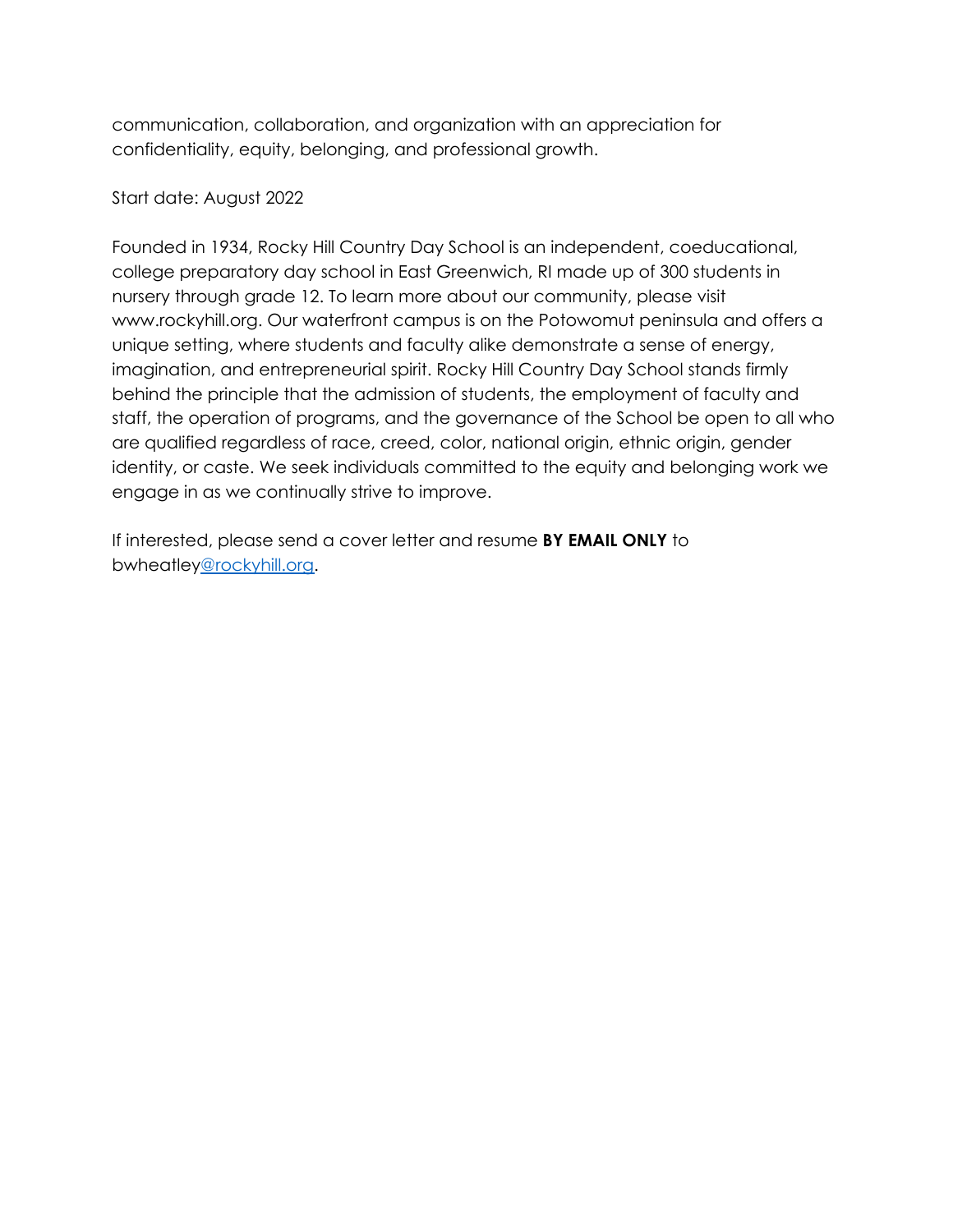communication, collaboration, and organization with an appreciation for confidentiality, equity, belonging, and professional growth.

Start date: August 2022

Founded in 1934, Rocky Hill Country Day School is an independent, coeducational, college preparatory day school in East Greenwich, RI made up of 300 students in nursery through grade 12. To learn more about our community, please visit www.rockyhill.org. Our waterfront campus is on the Potowomut peninsula and offers a unique setting, where students and faculty alike demonstrate a sense of energy, imagination, and entrepreneurial spirit. Rocky Hill Country Day School stands firmly behind the principle that the admission of students, the employment of faculty and staff, the operation of programs, and the governance of the School be open to all who are qualified regardless of race, creed, color, national origin, ethnic origin, gender identity, or caste. We seek individuals committed to the equity and belonging work we engage in as we continually strive to improve.

If interested, please send a cover letter and resume **BY EMAIL ONLY** to bwheatley@rockyhill.org.